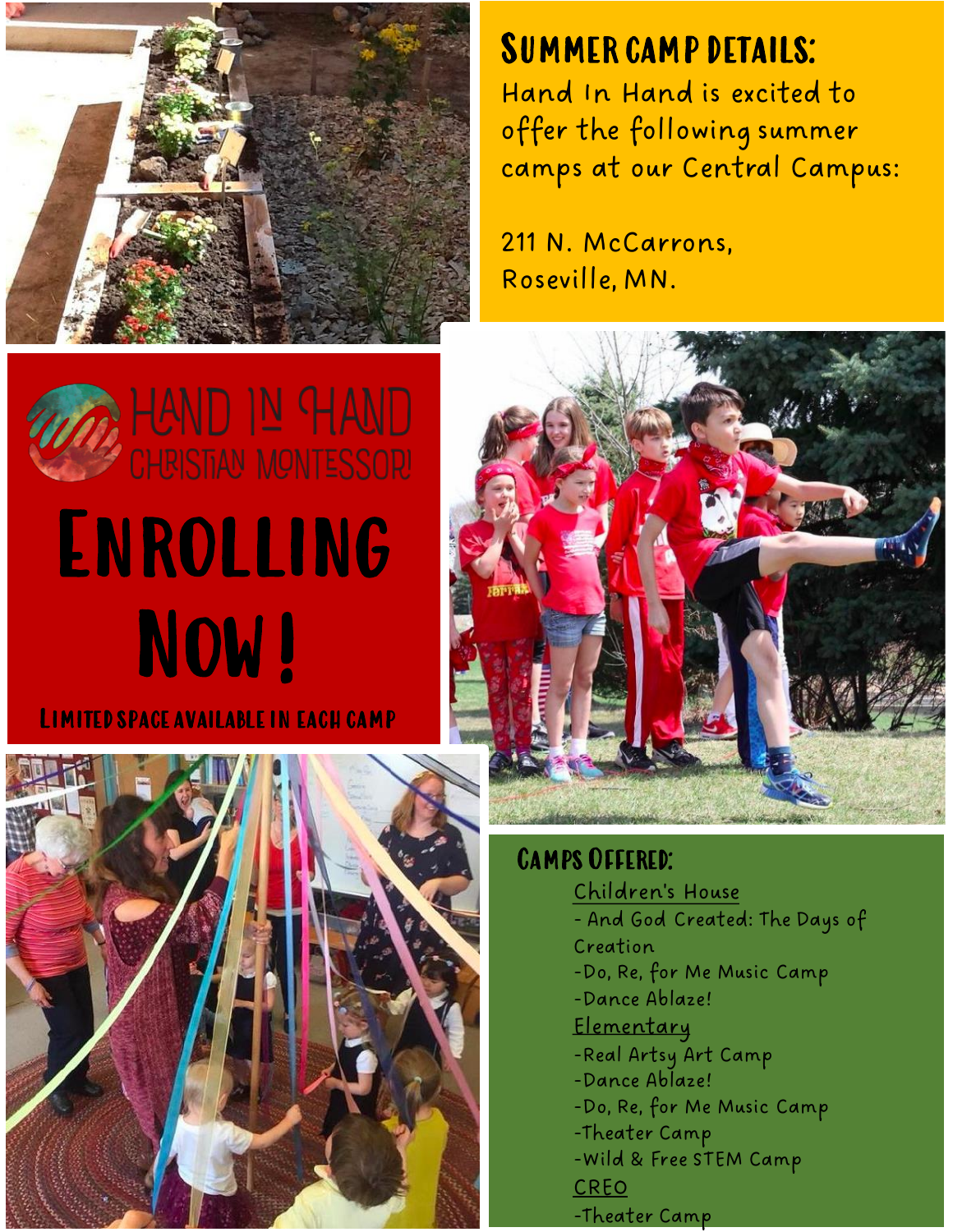## Summer Camp Details:

Hand In Hand is excited to offer the following summer camps at our Central Campus:

211 N. McCarrons, Roseville, MN.

# Hand In Hand Christian Montessori

# Enrolling Now!

**Limited space available in each camp**

## Camps Offered:

Children's House
- And God Created: The Days of Creation
- Do, Re, for Me Music Camp
- Dance Ablaze!

Elementary
- Real Artsy Art Camp
- Dance Ablaze!
- Do, Re, for Me Music Camp
- Theater Camp
- Wild & Free STEM Camp

CREO
- Theater Camp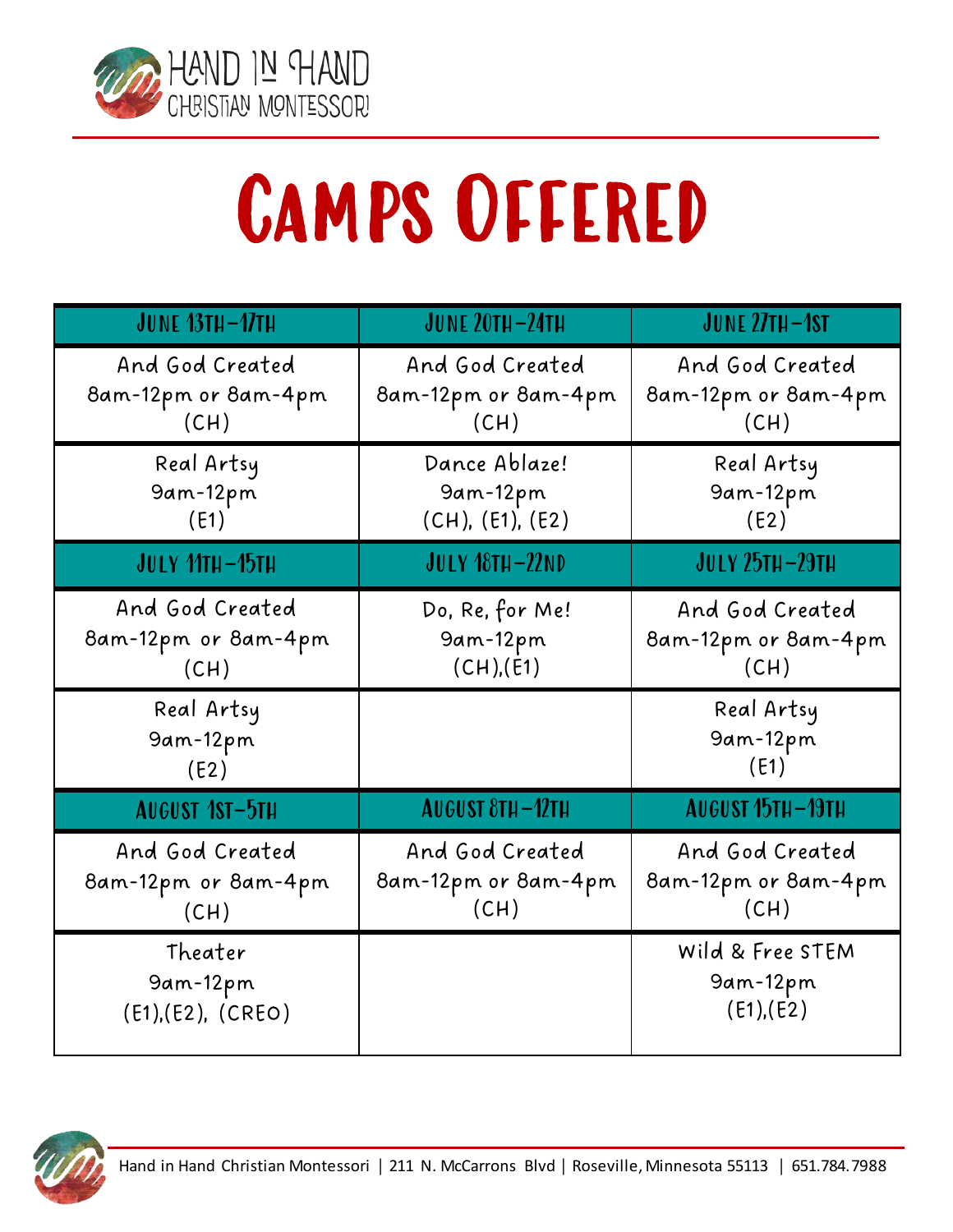# Camps Offered

| June 13th–17th | June 20th–24th | June 27th–1st |
| --- | --- | --- |
| And God Created<br>8am-12pm or 8am-4pm<br>(CH) | And God Created<br>8am-12pm or 8am-4pm<br>(CH) | And God Created<br>8am-12pm or 8am-4pm<br>(CH) |
| Real Artsy<br>9am-12pm<br>(E1) | Dance Ablaze!<br>9am-12pm<br>(CH), (E1), (E2) | Real Artsy<br>9am-12pm<br>(E2) |
| **July 11th–15th** | **July 18th–22nd** | **July 25th–29th** |
| And God Created<br>8am-12pm or 8am-4pm<br>(CH) | Do, Re, for Me!<br>9am-12pm<br>(CH),(E1) | And God Created<br>8am-12pm or 8am-4pm<br>(CH) |
| Real Artsy<br>9am-12pm<br>(E2) | | Real Artsy<br>9am-12pm<br>(E1) |
| **August 1st–5th** | **August 8th–12th** | **August 15th–19th** |
| And God Created<br>8am-12pm or 8am-4pm<br>(CH) | And God Created<br>8am-12pm or 8am-4pm<br>(CH) | And God Created<br>8am-12pm or 8am-4pm<br>(CH) |
| Theater<br>9am-12pm<br>(E1),(E2), (CREO) | | Wild & Free STEM<br>9am-12pm<br>(E1),(E2) |

Hand in Hand Christian Montessori | 211 N. McCarrons Blvd | Roseville, Minnesota 55113 | 651.784.7988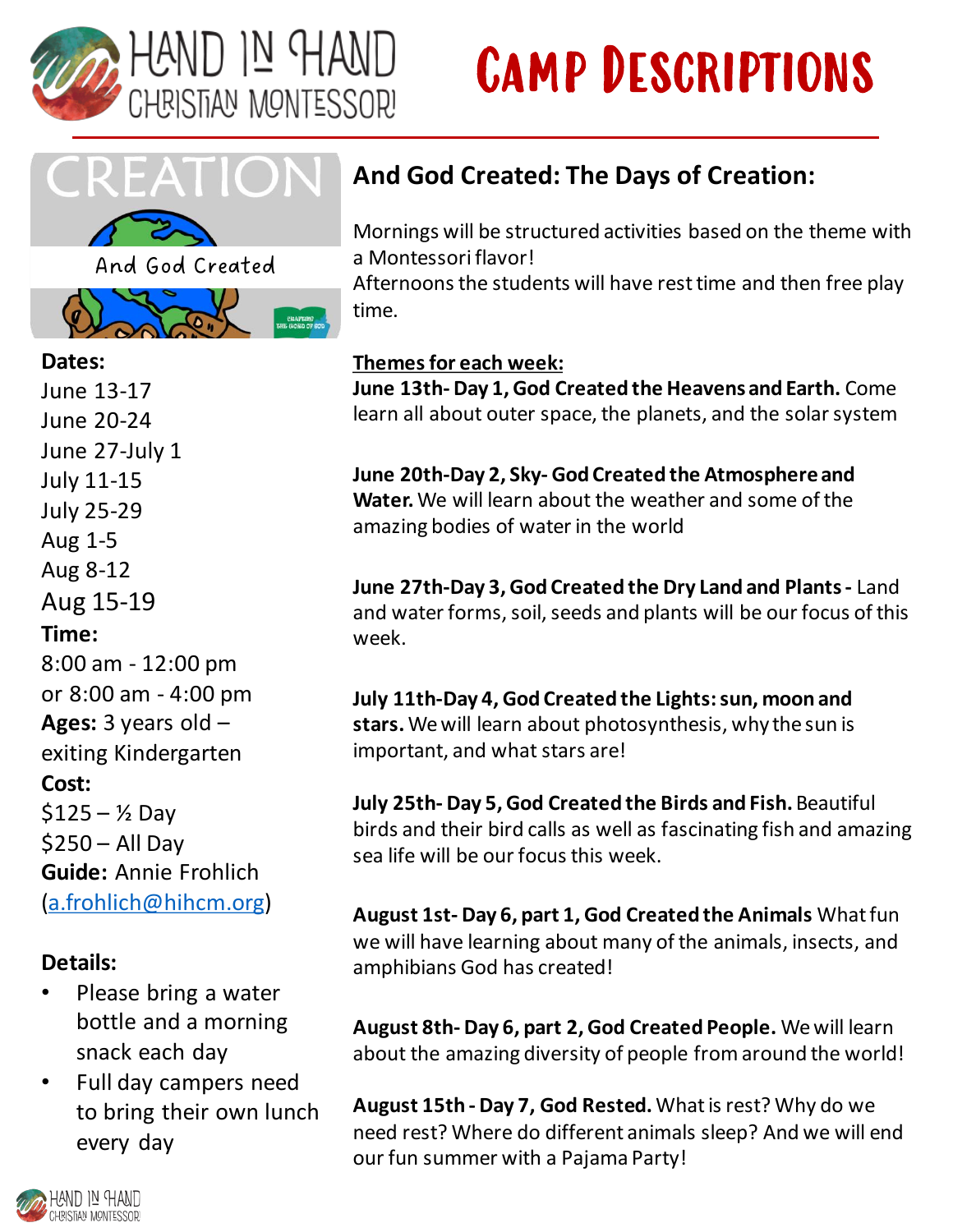# Camp Descriptions

Hand in Hand Christian Montessori

CREATION

And God Created

**Dates:**
June 13-17
June 20-24
June 27-July 1
July 11-15
July 25-29
Aug 1-5
Aug 8-12
Aug 15-19

**Time:**
8:00 am - 12:00 pm
or 8:00 am - 4:00 pm

**Ages:** 3 years old – exiting Kindergarten

**Cost:**
$125 – ½ Day
$250 – All Day

**Guide:** Annie Frohlich (a.frohlich@hihcm.org)

**Details:**

- Please bring a water bottle and a morning snack each day
- Full day campers need to bring their own lunch every day

## And God Created: The Days of Creation:

Mornings will be structured activities based on the theme with a Montessori flavor!
Afternoons the students will have rest time and then free play time.

**Themes for each week:**

**June 13th- Day 1, God Created the Heavens and Earth.** Come learn all about outer space, the planets, and the solar system

**June 20th-Day 2, Sky- God Created the Atmosphere and Water.** We will learn about the weather and some of the amazing bodies of water in the world

**June 27th-Day 3, God Created the Dry Land and Plants -** Land and water forms, soil, seeds and plants will be our focus of this week.

**July 11th-Day 4, God Created the Lights: sun, moon and stars.** We will learn about photosynthesis, why the sun is important, and what stars are!

**July 25th- Day 5, God Created the Birds and Fish.** Beautiful birds and their bird calls as well as fascinating fish and amazing sea life will be our focus this week.

**August 1st- Day 6, part 1, God Created the Animals** What fun we will have learning about many of the animals, insects, and amphibians God has created!

**August 8th- Day 6, part 2, God Created People.** We will learn about the amazing diversity of people from around the world!

**August 15th - Day 7, God Rested.** What is rest? Why do we need rest? Where do different animals sleep? And we will end our fun summer with a Pajama Party!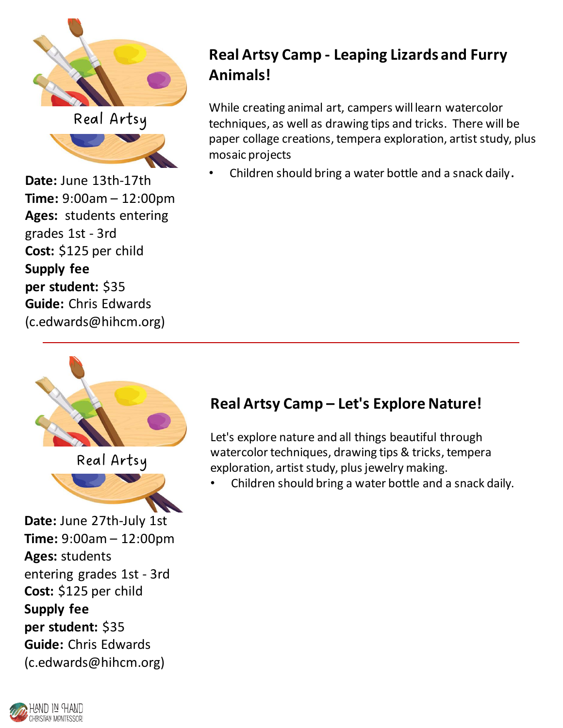Real Artsy

**Date:** June 13th-17th
**Time:** 9:00am – 12:00pm
**Ages:** students entering grades 1st - 3rd
**Cost:** $125 per child
**Supply fee per student:** $35
**Guide:** Chris Edwards (c.edwards@hihcm.org)

## Real Artsy Camp - Leaping Lizards and Furry Animals!

While creating animal art, campers will learn watercolor techniques, as well as drawing tips and tricks. There will be paper collage creations, tempera exploration, artist study, plus mosaic projects

- Children should bring a water bottle and a snack daily.

---

Real Artsy

**Date:** June 27th-July 1st
**Time:** 9:00am – 12:00pm
**Ages:** students entering grades 1st - 3rd
**Cost:** $125 per child
**Supply fee per student:** $35
**Guide:** Chris Edwards (c.edwards@hihcm.org)

## Real Artsy Camp – Let's Explore Nature!

Let's explore nature and all things beautiful through watercolor techniques, drawing tips & tricks, tempera exploration, artist study, plus jewelry making.

- Children should bring a water bottle and a snack daily.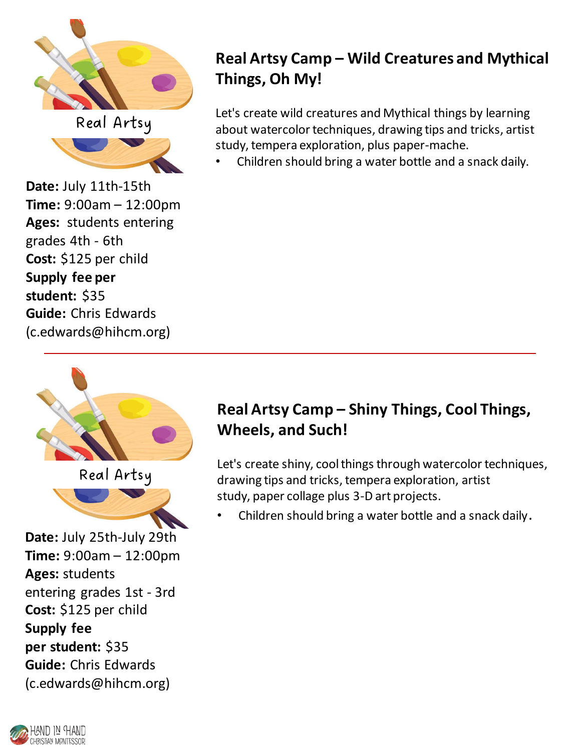Real Artsy

**Date:** July 11th-15th
**Time:** 9:00am – 12:00pm
**Ages:** students entering grades 4th - 6th
**Cost:** $125 per child
**Supply fee per student:** $35
**Guide:** Chris Edwards (c.edwards@hihcm.org)

## Real Artsy Camp – Wild Creatures and Mythical Things, Oh My!

Let's create wild creatures and Mythical things by learning about watercolor techniques, drawing tips and tricks, artist study, tempera exploration, plus paper-mache.

- Children should bring a water bottle and a snack daily.

---

Real Artsy

**Date:** July 25th-July 29th
**Time:** 9:00am – 12:00pm
**Ages:** students entering grades 1st - 3rd
**Cost:** $125 per child
**Supply fee per student:** $35
**Guide:** Chris Edwards (c.edwards@hihcm.org)

## Real Artsy Camp – Shiny Things, Cool Things, Wheels, and Such!

Let's create shiny, cool things through watercolor techniques, drawing tips and tricks, tempera exploration, artist study, paper collage plus 3-D art projects.

- Children should bring a water bottle and a snack daily.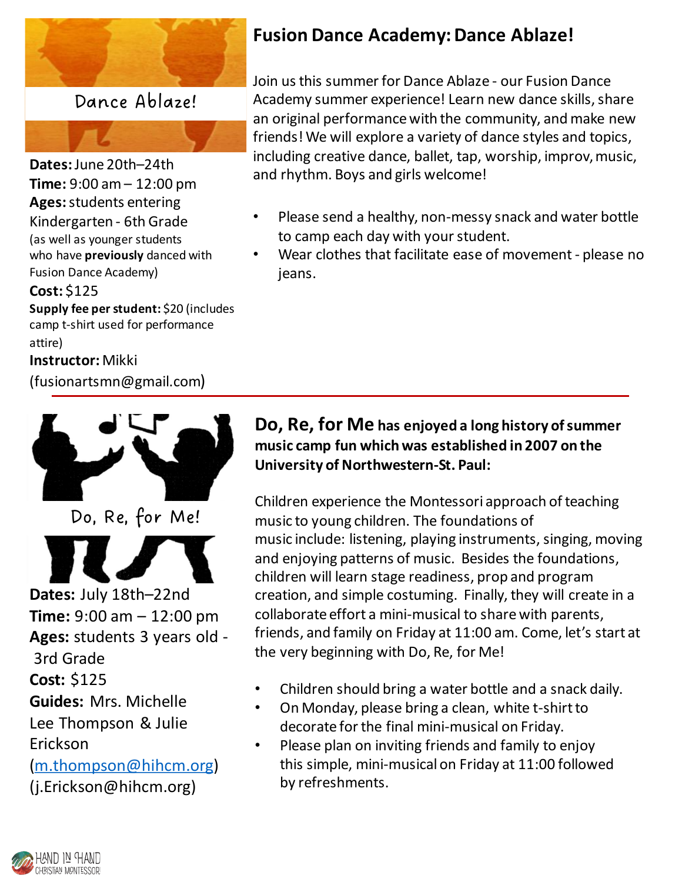Dance Ablaze!

**Dates:** June 20th–24th
**Time:** 9:00 am – 12:00 pm
**Ages:** students entering Kindergarten - 6th Grade (as well as younger students who have **previously** danced with Fusion Dance Academy)
**Cost:** $125
**Supply fee per student:** $20 (includes camp t-shirt used for performance attire)
**Instructor:** Mikki (fusionartsmn@gmail.com)

## Fusion Dance Academy: Dance Ablaze!

Join us this summer for Dance Ablaze - our Fusion Dance Academy summer experience! Learn new dance skills, share an original performance with the community, and make new friends! We will explore a variety of dance styles and topics, including creative dance, ballet, tap, worship, improv, music, and rhythm. Boys and girls welcome!

- Please send a healthy, non-messy snack and water bottle to camp each day with your student.
- Wear clothes that facilitate ease of movement - please no jeans.

---

Do, Re, for Me!

**Dates:** July 18th–22nd
**Time:** 9:00 am – 12:00 pm
**Ages:** students 3 years old - 3rd Grade
**Cost:** $125
**Guides:** Mrs. Michelle Lee Thompson & Julie Erickson
(m.thompson@hihcm.org)
(j.Erickson@hihcm.org)

**Do, Re, for Me has enjoyed a long history of summer music camp fun which was established in 2007 on the University of Northwestern-St. Paul:**

Children experience the Montessori approach of teaching music to young children. The foundations of music include: listening, playing instruments, singing, moving and enjoying patterns of music. Besides the foundations, children will learn stage readiness, prop and program creation, and simple costuming. Finally, they will create in a collaborate effort a mini-musical to share with parents, friends, and family on Friday at 11:00 am. Come, let's start at the very beginning with Do, Re, for Me!

- Children should bring a water bottle and a snack daily.
- On Monday, please bring a clean, white t-shirt to decorate for the final mini-musical on Friday.
- Please plan on inviting friends and family to enjoy this simple, mini-musical on Friday at 11:00 followed by refreshments.

Hand in Hand Christian Montessori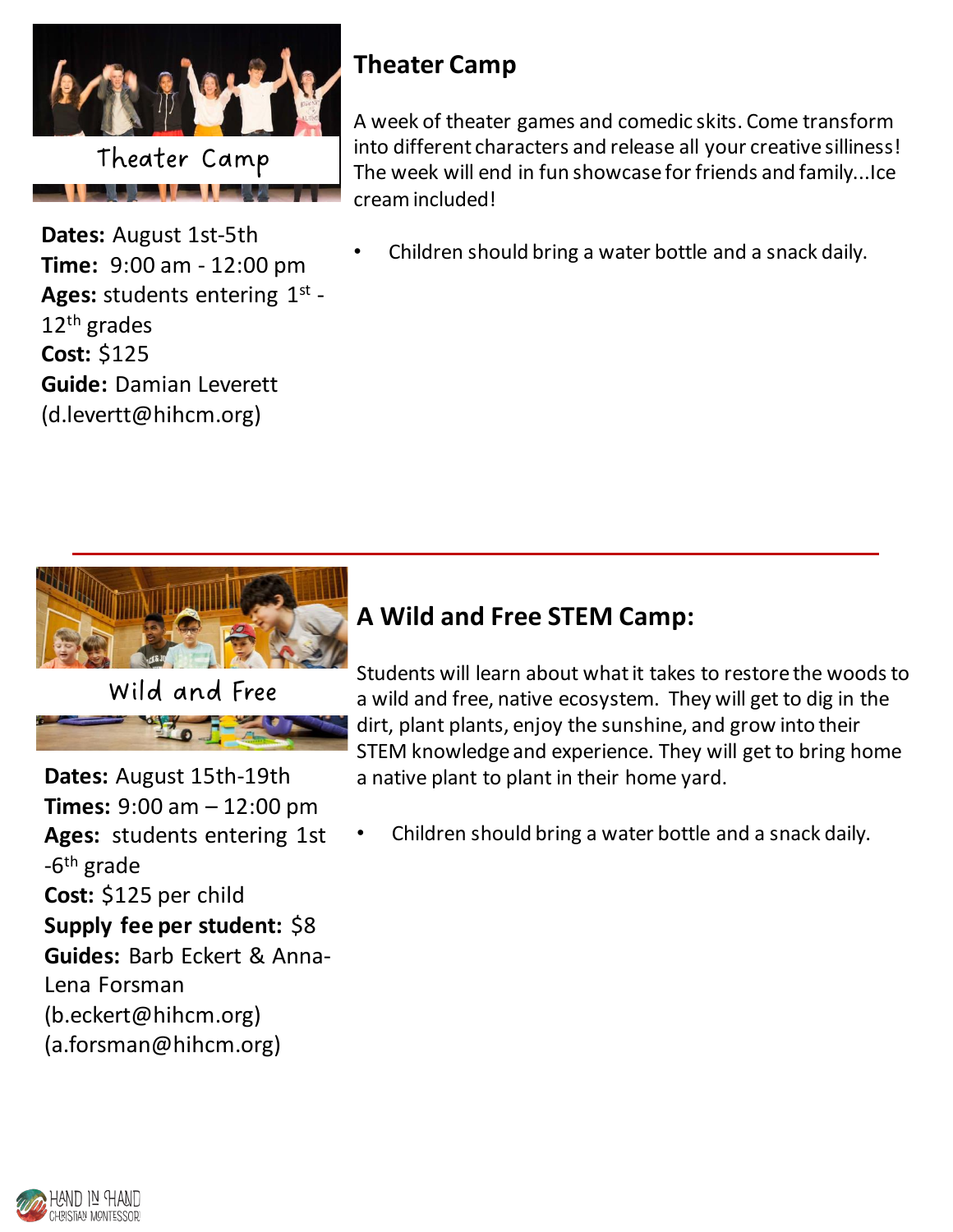Theater Camp

**Dates:** August 1st-5th
**Time:** 9:00 am - 12:00 pm
**Ages:** students entering 1st - 12th grades
**Cost:** $125
**Guide:** Damian Leverett (d.levertt@hihcm.org)

## Theater Camp

A week of theater games and comedic skits. Come transform into different characters and release all your creative silliness! The week will end in fun showcase for friends and family...Ice cream included!

- Children should bring a water bottle and a snack daily.

---

Wild and Free

**Dates:** August 15th-19th
**Times:** 9:00 am – 12:00 pm
**Ages:** students entering 1st -6th grade
**Cost:** $125 per child
**Supply fee per student:** $8
**Guides:** Barb Eckert & Anna-Lena Forsman (b.eckert@hihcm.org) (a.forsman@hihcm.org)

## A Wild and Free STEM Camp:

Students will learn about what it takes to restore the woods to a wild and free, native ecosystem. They will get to dig in the dirt, plant plants, enjoy the sunshine, and grow into their STEM knowledge and experience. They will get to bring home a native plant to plant in their home yard.

- Children should bring a water bottle and a snack daily.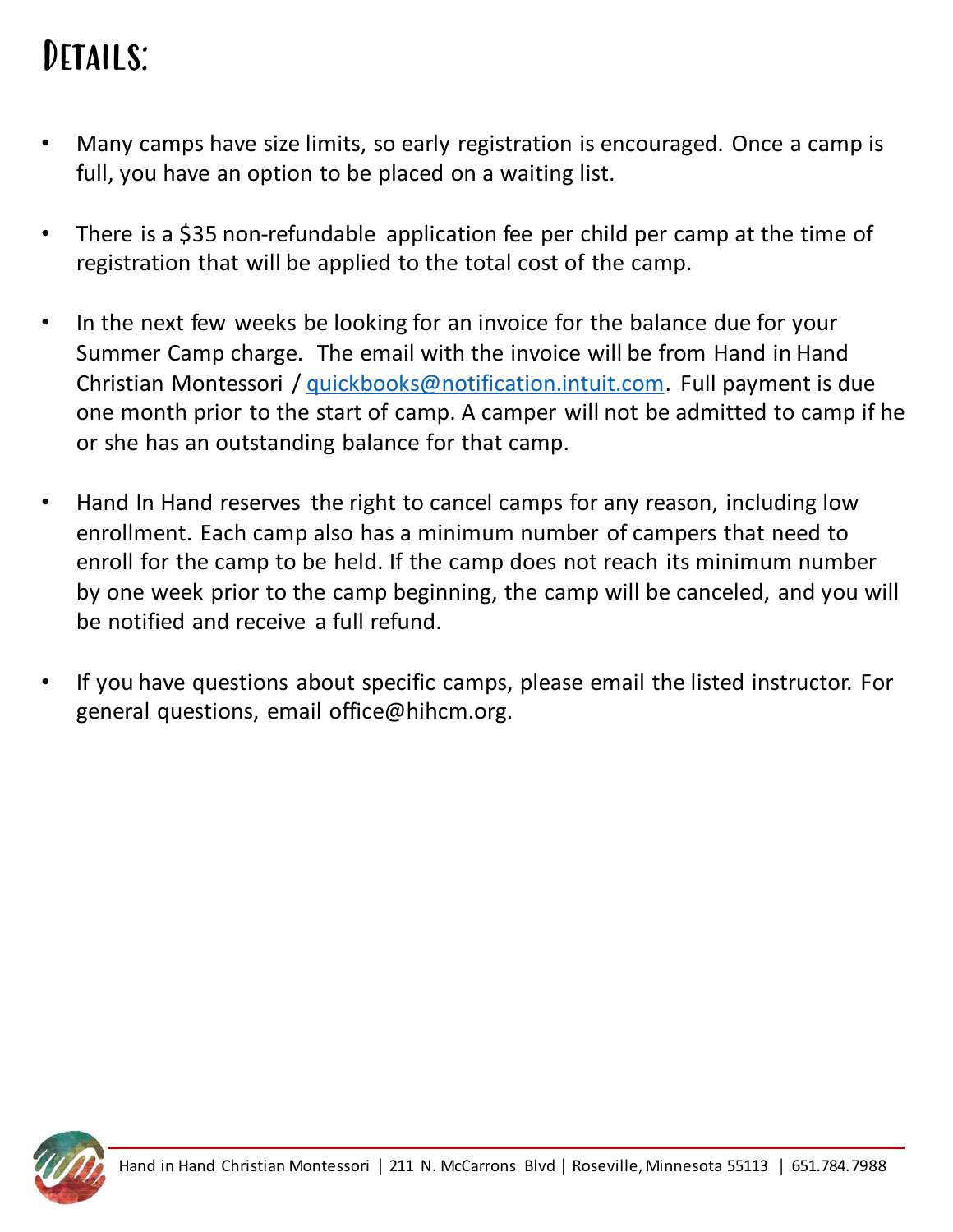# Details:

- Many camps have size limits, so early registration is encouraged. Once a camp is full, you have an option to be placed on a waiting list.
- There is a $35 non-refundable application fee per child per camp at the time of registration that will be applied to the total cost of the camp.
- In the next few weeks be looking for an invoice for the balance due for your Summer Camp charge. The email with the invoice will be from Hand in Hand Christian Montessori / quickbooks@notification.intuit.com. Full payment is due one month prior to the start of camp. A camper will not be admitted to camp if he or she has an outstanding balance for that camp.
- Hand In Hand reserves the right to cancel camps for any reason, including low enrollment. Each camp also has a minimum number of campers that need to enroll for the camp to be held. If the camp does not reach its minimum number by one week prior to the camp beginning, the camp will be canceled, and you will be notified and receive a full refund.
- If you have questions about specific camps, please email the listed instructor. For general questions, email office@hihcm.org.

Hand in Hand Christian Montessori | 211 N. McCarrons Blvd | Roseville, Minnesota 55113 | 651.784.7988